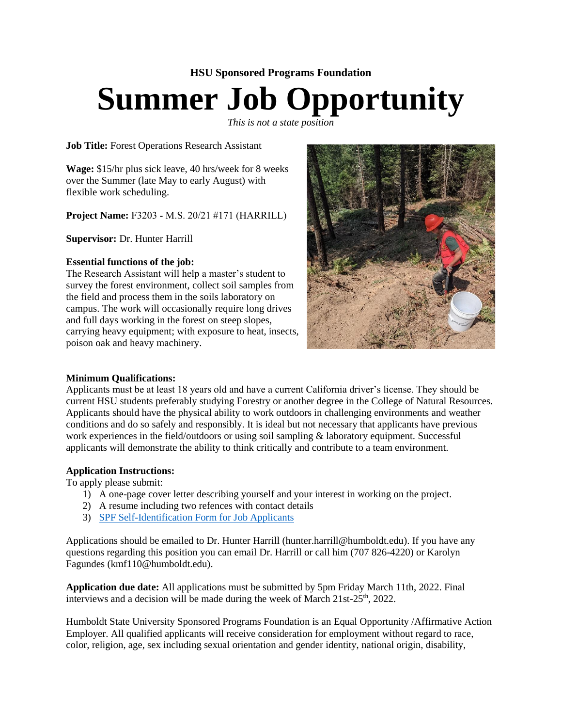**HSU Sponsored Programs Foundation**

# Summer Job Opportunity

*This is not a state position*

**Job Title:** Forest Operations Research Assistant

**Wage:** $15/hr plus sick leave, 40 hrs/week for 8 weeks over the Summer (late May to early August) with flexible work scheduling.

**Project Name:** F3203 - M.S. 20/21 #171 (HARRILL)

**Supervisor:** Dr. Hunter Harrill

**Essential functions of the job:**
The Research Assistant will help a master's student to survey the forest environment, collect soil samples from the field and process them in the soils laboratory on campus. The work will occasionally require long drives and full days working in the forest on steep slopes, carrying heavy equipment; with exposure to heat, insects, poison oak and heavy machinery.

**Minimum Qualifications:**
Applicants must be at least 18 years old and have a current California driver's license. They should be current HSU students preferably studying Forestry or another degree in the College of Natural Resources. Applicants should have the physical ability to work outdoors in challenging environments and weather conditions and do so safely and responsibly. It is ideal but not necessary that applicants have previous work experiences in the field/outdoors or using soil sampling & laboratory equipment. Successful applicants will demonstrate the ability to think critically and contribute to a team environment.

**Application Instructions:**
To apply please submit:

1) A one-page cover letter describing yourself and your interest in working on the project.
2) A resume including two refences with contact details
3) SPF Self-Identification Form for Job Applicants

Applications should be emailed to Dr. Hunter Harrill (hunter.harrill@humboldt.edu). If you have any questions regarding this position you can email Dr. Harrill or call him (707 826-4220) or Karolyn Fagundes (kmf110@humboldt.edu).

**Application due date:** All applications must be submitted by 5pm Friday March 11th, 2022. Final interviews and a decision will be made during the week of March 21st-25th, 2022.

Humboldt State University Sponsored Programs Foundation is an Equal Opportunity /Affirmative Action Employer. All qualified applicants will receive consideration for employment without regard to race, color, religion, age, sex including sexual orientation and gender identity, national origin, disability,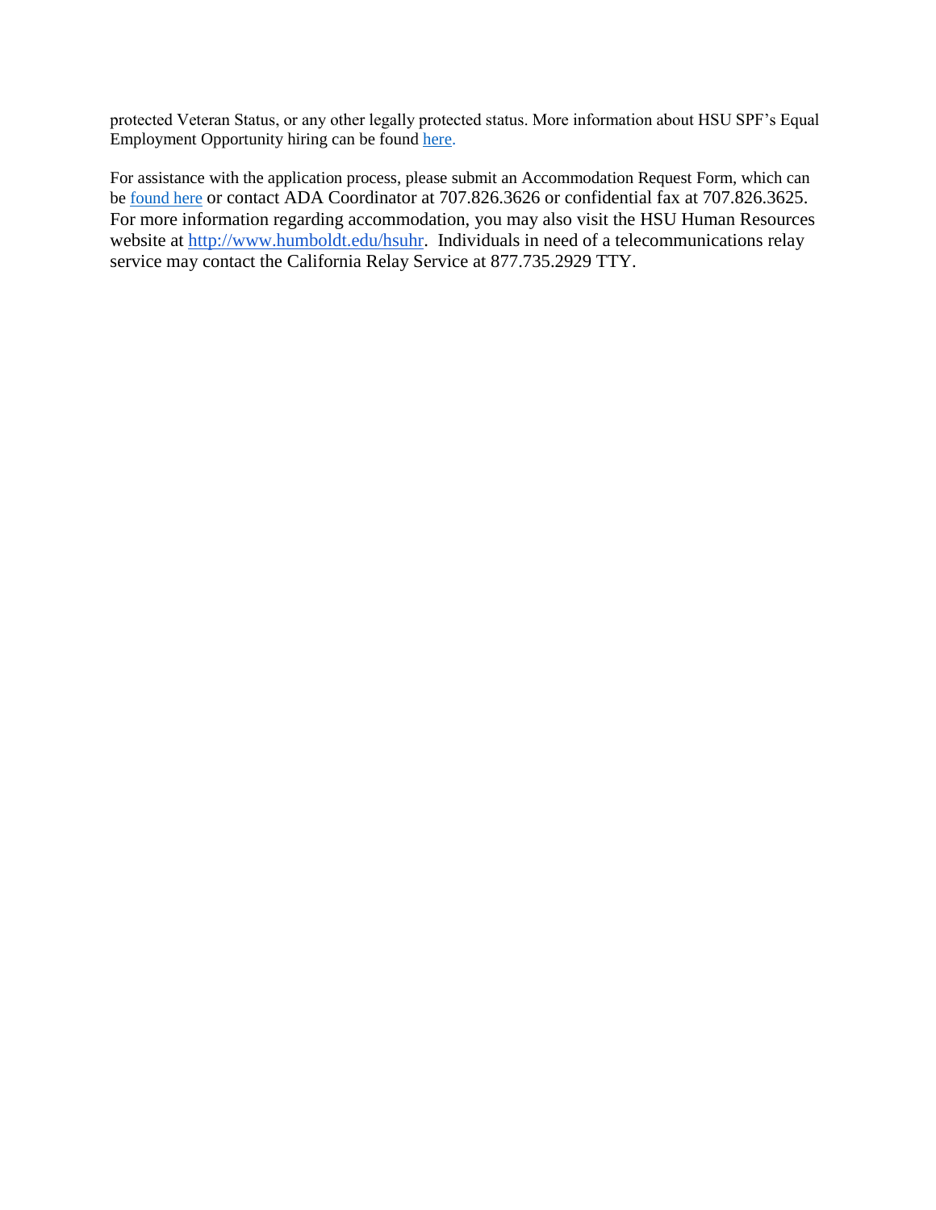protected Veteran Status, or any other legally protected status. More information about HSU SPF's Equal Employment Opportunity hiring can be found here.

For assistance with the application process, please submit an Accommodation Request Form, which can be found here or contact ADA Coordinator at 707.826.3626 or confidential fax at 707.826.3625. For more information regarding accommodation, you may also visit the HSU Human Resources website at http://www.humboldt.edu/hsuhr. Individuals in need of a telecommunications relay service may contact the California Relay Service at 877.735.2929 TTY.